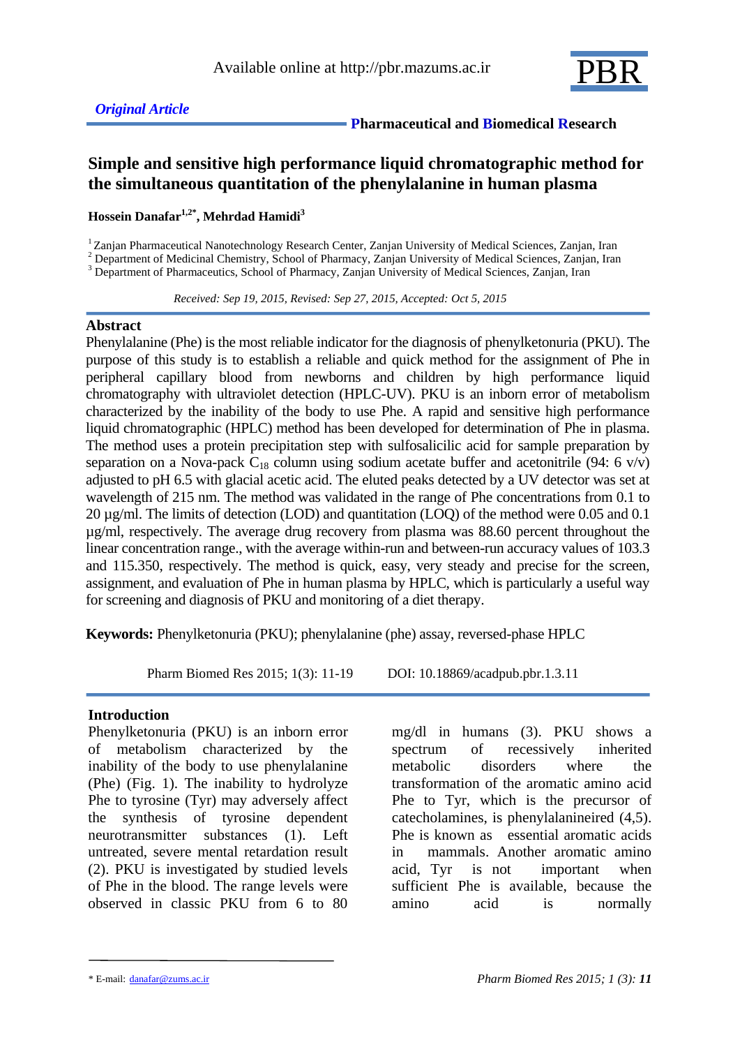Available online at http://pbr.mazums.ac.ir

PBR

*Original Article*

**Pharmaceutical and Biomedical Research**

# Simple and sensitive high performance liquid chromatographic method for the simultaneous quantitation of the phenylalanine in human plasma

**Hossein Danafar[1,2*], Mehrdad Hamidi[3]**

[1] Zanjan Pharmaceutical Nanotechnology Research Center, Zanjan University of Medical Sciences, Zanjan, Iran
[2] Department of Medicinal Chemistry, School of Pharmacy, Zanjan University of Medical Sciences, Zanjan, Iran
[3] Department of Pharmaceutics, School of Pharmacy, Zanjan University of Medical Sciences, Zanjan, Iran

*Received: Sep 19, 2015, Revised: Sep 27, 2015, Accepted: Oct 5, 2015*

## Abstract

Phenylalanine (Phe) is the most reliable indicator for the diagnosis of phenylketonuria (PKU). The purpose of this study is to establish a reliable and quick method for the assignment of Phe in peripheral capillary blood from newborns and children by high performance liquid chromatography with ultraviolet detection (HPLC-UV). PKU is an inborn error of metabolism characterized by the inability of the body to use Phe. A rapid and sensitive high performance liquid chromatographic (HPLC) method has been developed for determination of Phe in plasma. The method uses a protein precipitation step with sulfosalicilic acid for sample preparation by separation on a Nova-pack $C_{18}$ column using sodium acetate buffer and acetonitrile (94: 6 v/v) adjusted to pH 6.5 with glacial acetic acid. The eluted peaks detected by a UV detector was set at wavelength of 215 nm. The method was validated in the range of Phe concentrations from 0.1 to 20 µg/ml. The limits of detection (LOD) and quantitation (LOQ) of the method were 0.05 and 0.1 µg/ml, respectively. The average drug recovery from plasma was 88.60 percent throughout the linear concentration range., with the average within-run and between-run accuracy values of 103.3 and 115.350, respectively. The method is quick, easy, very steady and precise for the screen, assignment, and evaluation of Phe in human plasma by HPLC, which is particularly a useful way for screening and diagnosis of PKU and monitoring of a diet therapy.

**Keywords:** Phenylketonuria (PKU); phenylalanine (phe) assay, reversed-phase HPLC

Pharm Biomed Res 2015; 1(3): 11-19    DOI: 10.18869/acadpub.pbr.1.3.11

## Introduction

Phenylketonuria (PKU) is an inborn error of metabolism characterized by the inability of the body to use phenylalanine (Phe) (Fig. 1). The inability to hydrolyze Phe to tyrosine (Tyr) may adversely affect the synthesis of tyrosine dependent neurotransmitter substances (1). Left untreated, severe mental retardation result (2). PKU is investigated by studied levels of Phe in the blood. The range levels were observed in classic PKU from 6 to 80 mg/dl in humans (3). PKU shows a spectrum of recessively inherited metabolic disorders where the transformation of the aromatic amino acid Phe to Tyr, which is the precursor of catecholamines, is phenylalanineired (4,5). Phe is known as essential aromatic acids in mammals. Another aromatic amino acid, Tyr is not important when sufficient Phe is available, because the amino acid is normally

* E-mail: danafar@zums.ac.ir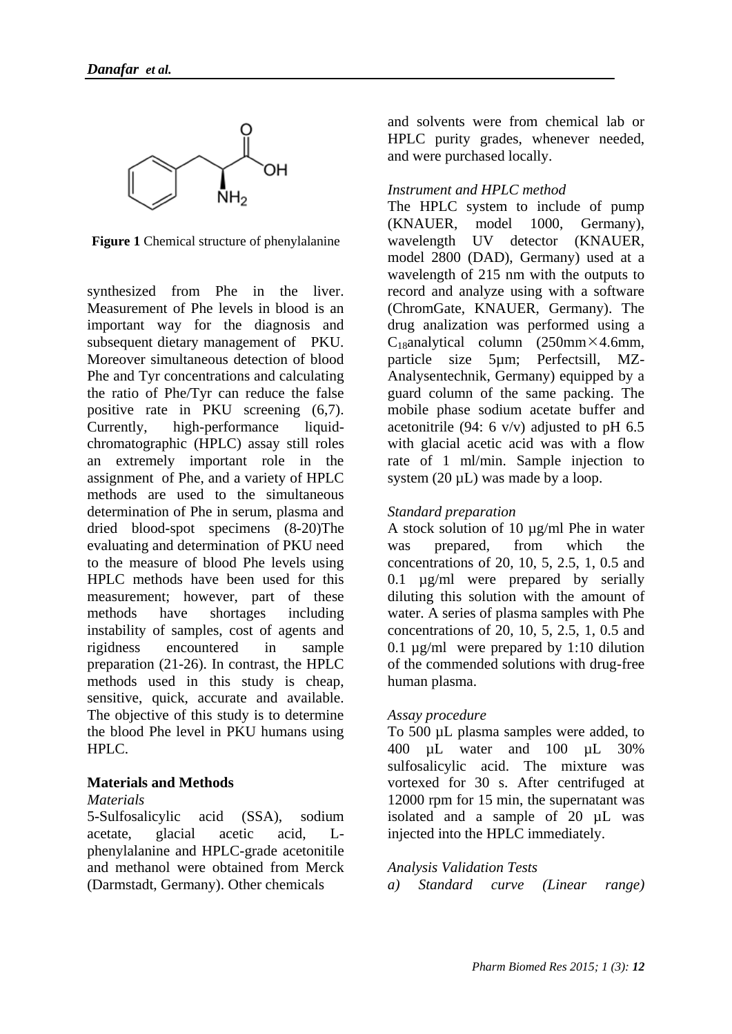**Figure 1** Chemical structure of phenylalanine

synthesized from Phe in the liver. Measurement of Phe levels in blood is an important way for the diagnosis and subsequent dietary management of PKU. Moreover simultaneous detection of blood Phe and Tyr concentrations and calculating the ratio of Phe/Tyr can reduce the false positive rate in PKU screening (6,7). Currently, high-performance liquid-chromatographic (HPLC) assay still roles an extremely important role in the assignment of Phe, and a variety of HPLC methods are used to the simultaneous determination of Phe in serum, plasma and dried blood-spot specimens (8-20)The evaluating and determination of PKU need to the measure of blood Phe levels using HPLC methods have been used for this measurement; however, part of these methods have shortages including instability of samples, cost of agents and rigidness encountered in sample preparation (21-26). In contrast, the HPLC methods used in this study is cheap, sensitive, quick, accurate and available. The objective of this study is to determine the blood Phe level in PKU humans using HPLC.

## Materials and Methods

*Materials*

5-Sulfosalicylic acid (SSA), sodium acetate, glacial acetic acid, L-phenylalanine and HPLC-grade acetonitile and methanol were obtained from Merck (Darmstadt, Germany). Other chemicals and solvents were from chemical lab or HPLC purity grades, whenever needed, and were purchased locally.

*Instrument and HPLC method*

The HPLC system to include of pump (KNAUER, model 1000, Germany), wavelength UV detector (KNAUER, model 2800 (DAD), Germany) used at a wavelength of 215 nm with the outputs to record and analyze using with a software (ChromGate, KNAUER, Germany). The drug analization was performed using a $C_{18}$analytical column (250mm×4.6mm, particle size 5µm; Perfectsill, MZ-Analysentechnik, Germany) equipped by a guard column of the same packing. The mobile phase sodium acetate buffer and acetonitrile (94: 6 v/v) adjusted to pH 6.5 with glacial acetic acid was with a flow rate of 1 ml/min. Sample injection to system (20 µL) was made by a loop.

*Standard preparation*

A stock solution of 10 µg/ml Phe in water was prepared, from which the concentrations of 20, 10, 5, 2.5, 1, 0.5 and 0.1 µg/ml were prepared by serially diluting this solution with the amount of water. A series of plasma samples with Phe concentrations of 20, 10, 5, 2.5, 1, 0.5 and 0.1 µg/ml were prepared by 1:10 dilution of the commended solutions with drug-free human plasma.

*Assay procedure*

To 500 µL plasma samples were added, to 400 µL water and 100 µL 30% sulfosalicylic acid. The mixture was vortexed for 30 s. After centrifuged at 12000 rpm for 15 min, the supernatant was isolated and a sample of 20 µL was injected into the HPLC immediately.

*Analysis Validation Tests*

*a) Standard curve (Linear range)*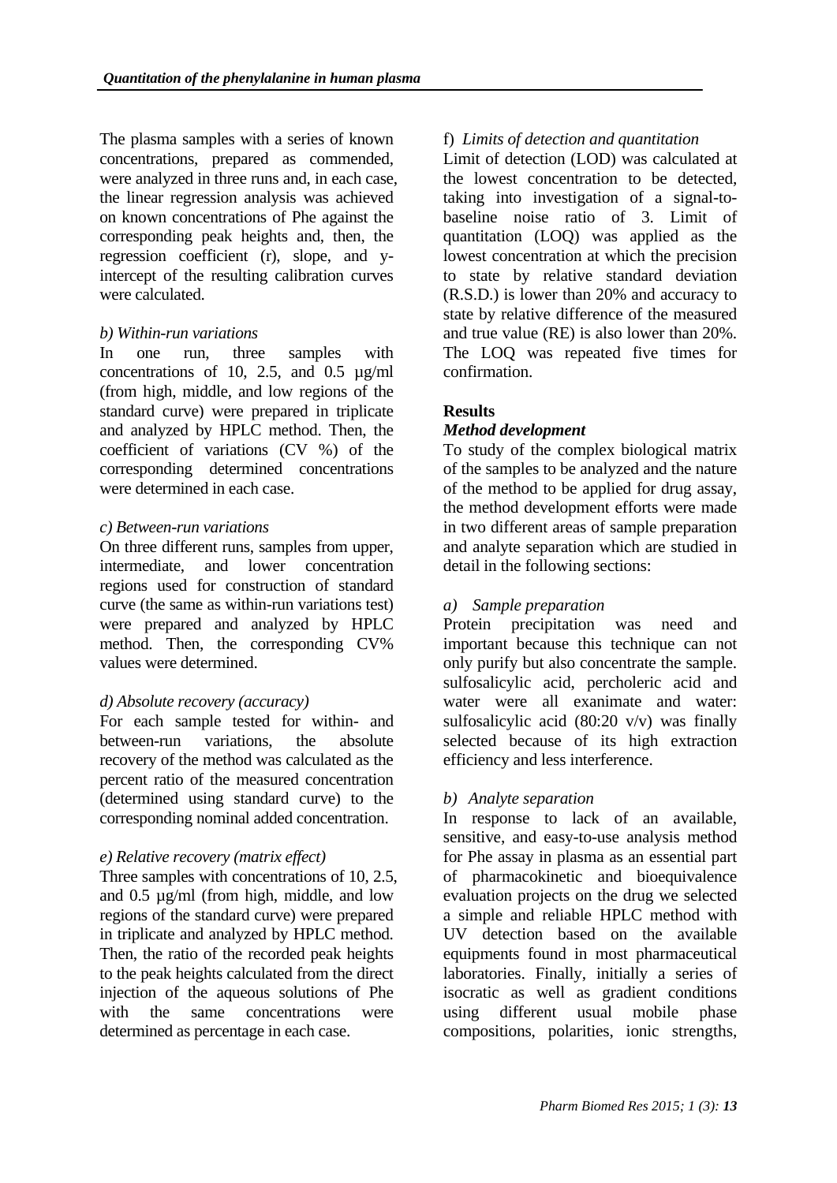The plasma samples with a series of known concentrations, prepared as commended, were analyzed in three runs and, in each case, the linear regression analysis was achieved on known concentrations of Phe against the corresponding peak heights and, then, the regression coefficient (r), slope, and y-intercept of the resulting calibration curves were calculated.

*b) Within-run variations*

In one run, three samples with concentrations of 10, 2.5, and 0.5 µg/ml (from high, middle, and low regions of the standard curve) were prepared in triplicate and analyzed by HPLC method. Then, the coefficient of variations (CV %) of the corresponding determined concentrations were determined in each case.

*c) Between-run variations*

On three different runs, samples from upper, intermediate, and lower concentration regions used for construction of standard curve (the same as within-run variations test) were prepared and analyzed by HPLC method. Then, the corresponding CV% values were determined.

*d) Absolute recovery (accuracy)*

For each sample tested for within- and between-run variations, the absolute recovery of the method was calculated as the percent ratio of the measured concentration (determined using standard curve) to the corresponding nominal added concentration.

*e) Relative recovery (matrix effect)*

Three samples with concentrations of 10, 2.5, and 0.5 µg/ml (from high, middle, and low regions of the standard curve) were prepared in triplicate and analyzed by HPLC method. Then, the ratio of the recorded peak heights to the peak heights calculated from the direct injection of the aqueous solutions of Phe with the same concentrations were determined as percentage in each case.

f) *Limits of detection and quantitation*

Limit of detection (LOD) was calculated at the lowest concentration to be detected, taking into investigation of a signal-to-baseline noise ratio of 3. Limit of quantitation (LOQ) was applied as the lowest concentration at which the precision to state by relative standard deviation (R.S.D.) is lower than 20% and accuracy to state by relative difference of the measured and true value (RE) is also lower than 20%. The LOQ was repeated five times for confirmation.

## Results

### *Method development*

To study of the complex biological matrix of the samples to be analyzed and the nature of the method to be applied for drug assay, the method development efforts were made in two different areas of sample preparation and analyte separation which are studied in detail in the following sections:

*a) Sample preparation*

Protein precipitation was need and important because this technique can not only purify but also concentrate the sample. sulfosalicylic acid, percholeric acid and water were all exanimate and water: sulfosalicylic acid (80:20 v/v) was finally selected because of its high extraction efficiency and less interference.

*b) Analyte separation*

In response to lack of an available, sensitive, and easy-to-use analysis method for Phe assay in plasma as an essential part of pharmacokinetic and bioequivalence evaluation projects on the drug we selected a simple and reliable HPLC method with UV detection based on the available equipments found in most pharmaceutical laboratories. Finally, initially a series of isocratic as well as gradient conditions using different usual mobile phase compositions, polarities, ionic strengths,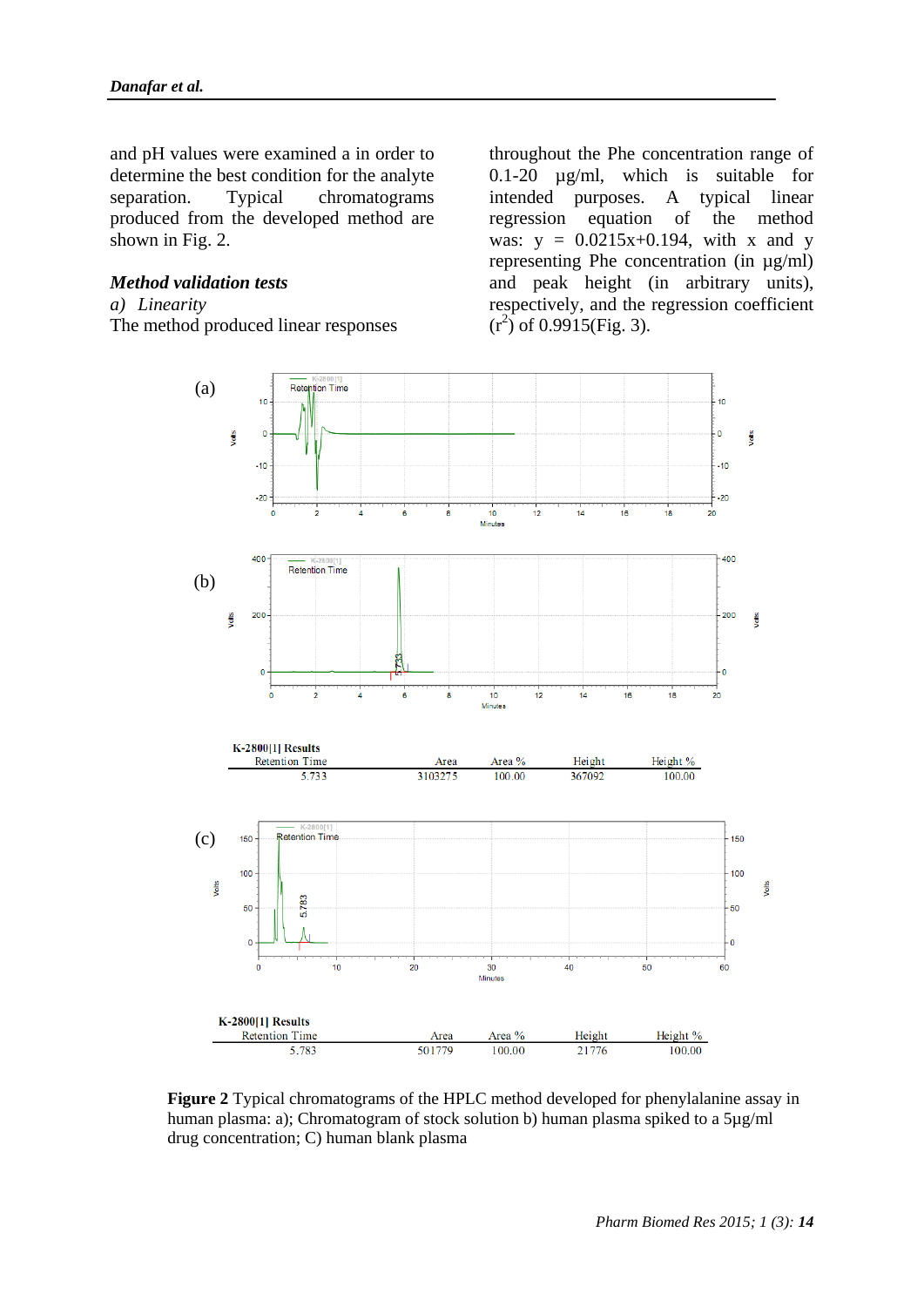and pH values were examined a in order to determine the best condition for the analyte separation. Typical chromatograms produced from the developed method are shown in Fig. 2.

***Method validation tests***

*a) Linearity*

The method produced linear responses throughout the Phe concentration range of 0.1-20 µg/ml, which is suitable for intended purposes. A typical linear regression equation of the method was: $y = 0.0215x+0.194$, with x and y representing Phe concentration (in µg/ml) and peak height (in arbitrary units), respectively, and the regression coefficient ($r^2$) of 0.9915(Fig. 3).

**K-2800[1] Results**

| Retention Time | Area | Area % | Height | Height % |
|---|---|---|---|---|
| 5.733 | 3103275 | 100.00 | 367092 | 100.00 |

**K-2800[1] Results**

| Retention Time | Area | Area % | Height | Height % |
|---|---|---|---|---|
| 5.783 | 501779 | 100.00 | 21776 | 100.00 |

**Figure 2** Typical chromatograms of the HPLC method developed for phenylalanine assay in human plasma: a); Chromatogram of stock solution b) human plasma spiked to a 5µg/ml drug concentration; C) human blank plasma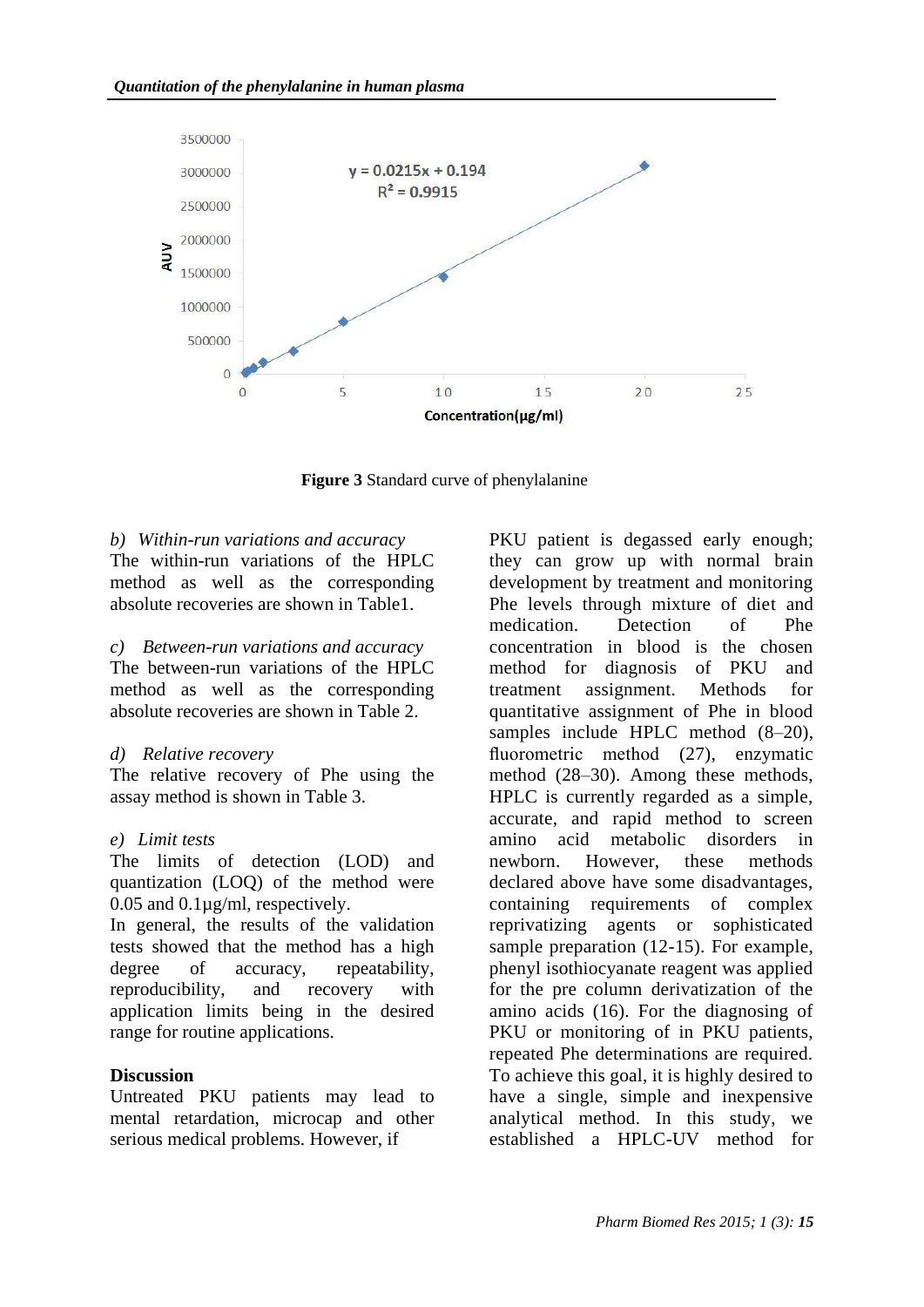**Figure 3** Standard curve of phenylalanine

*b) Within-run variations and accuracy*

The within-run variations of the HPLC method as well as the corresponding absolute recoveries are shown in Table1.

*c) Between-run variations and accuracy*

The between-run variations of the HPLC method as well as the corresponding absolute recoveries are shown in Table 2.

*d) Relative recovery*

The relative recovery of Phe using the assay method is shown in Table 3.

*e) Limit tests*

The limits of detection (LOD) and quantization (LOQ) of the method were 0.05 and 0.1µg/ml, respectively.

In general, the results of the validation tests showed that the method has a high degree of accuracy, repeatability, reproducibility, and recovery with application limits being in the desired range for routine applications.

## Discussion

Untreated PKU patients may lead to mental retardation, microcap and other serious medical problems. However, if PKU patient is degassed early enough; they can grow up with normal brain development by treatment and monitoring Phe levels through mixture of diet and medication. Detection of Phe concentration in blood is the chosen method for diagnosis of PKU and treatment assignment. Methods for quantitative assignment of Phe in blood samples include HPLC method (8–20), fluorometric method (27), enzymatic method (28–30). Among these methods, HPLC is currently regarded as a simple, accurate, and rapid method to screen amino acid metabolic disorders in newborn. However, these methods declared above have some disadvantages, containing requirements of complex reprivatizing agents or sophisticated sample preparation (12-15). For example, phenyl isothiocyanate reagent was applied for the pre column derivatization of the amino acids (16). For the diagnosing of PKU or monitoring of in PKU patients, repeated Phe determinations are required. To achieve this goal, it is highly desired to have a single, simple and inexpensive analytical method. In this study, we established a HPLC-UV method for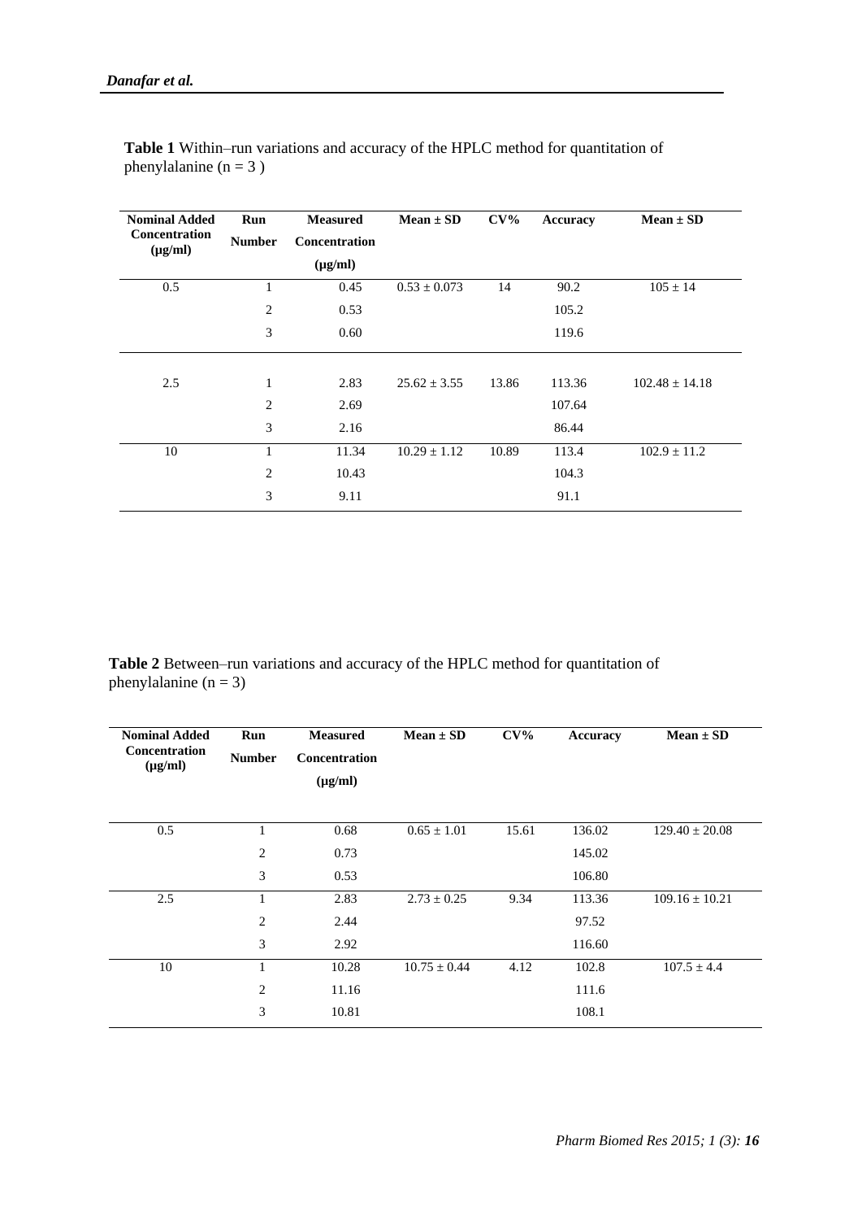**Table 1** Within–run variations and accuracy of the HPLC method for quantitation of phenylalanine (n = 3 )

| Nominal Added Concentration (μg/ml) | Run Number | Measured Concentration (μg/ml) | Mean ± SD | CV% | Accuracy | Mean ± SD |
|---|---|---|---|---|---|---|
| 0.5 | 1 | 0.45 | 0.53 ± 0.073 | 14 | 90.2 | 105 ± 14 |
| | 2 | 0.53 | | | 105.2 | |
| | 3 | 0.60 | | | 119.6 | |
| 2.5 | 1 | 2.83 | 25.62 ± 3.55 | 13.86 | 113.36 | 102.48 ± 14.18 |
| | 2 | 2.69 | | | 107.64 | |
| | 3 | 2.16 | | | 86.44 | |
| 10 | 1 | 11.34 | 10.29 ± 1.12 | 10.89 | 113.4 | 102.9 ± 11.2 |
| | 2 | 10.43 | | | 104.3 | |
| | 3 | 9.11 | | | 91.1 | |

**Table 2** Between–run variations and accuracy of the HPLC method for quantitation of phenylalanine (n = 3)

| Nominal Added Concentration (μg/ml) | Run Number | Measured Concentration (μg/ml) | Mean ± SD | CV% | Accuracy | Mean ± SD |
|---|---|---|---|---|---|---|
| 0.5 | 1 | 0.68 | 0.65 ± 1.01 | 15.61 | 136.02 | 129.40 ± 20.08 |
| | 2 | 0.73 | | | 145.02 | |
| | 3 | 0.53 | | | 106.80 | |
| 2.5 | 1 | 2.83 | 2.73 ± 0.25 | 9.34 | 113.36 | 109.16 ± 10.21 |
| | 2 | 2.44 | | | 97.52 | |
| | 3 | 2.92 | | | 116.60 | |
| 10 | 1 | 10.28 | 10.75 ± 0.44 | 4.12 | 102.8 | 107.5 ± 4.4 |
| | 2 | 11.16 | | | 111.6 | |
| | 3 | 10.81 | | | 108.1 | |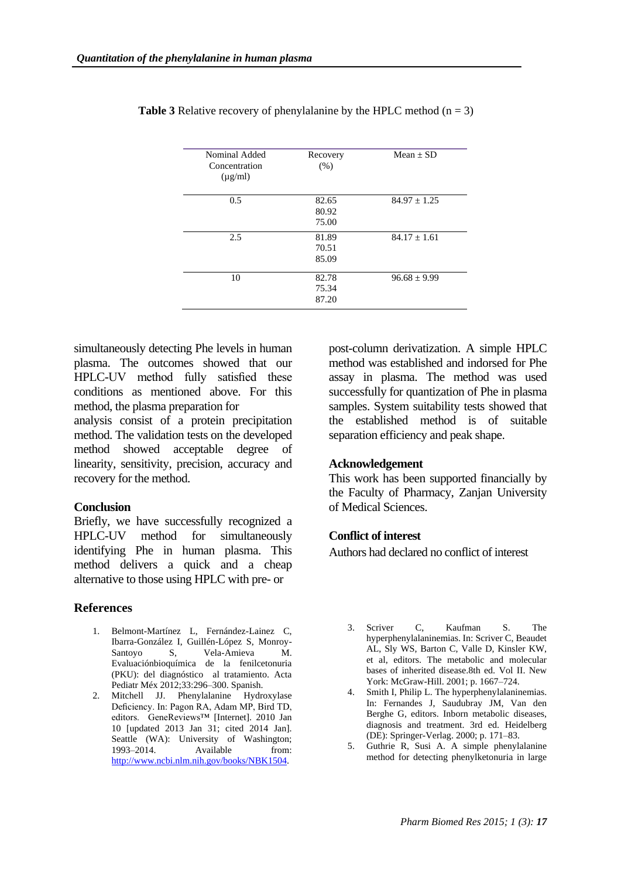**Table 3** Relative recovery of phenylalanine by the HPLC method (n = 3)

| Nominal Added Concentration (μg/ml) | Recovery (%) | Mean ± SD |
|---|---|---|
| 0.5 | 82.65<br>80.92<br>75.00 | 84.97 ± 1.25 |
| 2.5 | 81.89<br>70.51<br>85.09 | 84.17 ± 1.61 |
| 10 | 82.78<br>75.34<br>87.20 | 96.68 ± 9.99 |

simultaneously detecting Phe levels in human plasma. The outcomes showed that our HPLC-UV method fully satisfied these conditions as mentioned above. For this method, the plasma preparation for analysis consist of a protein precipitation method. The validation tests on the developed method showed acceptable degree of linearity, sensitivity, precision, accuracy and recovery for the method.

## Conclusion

Briefly, we have successfully recognized a HPLC-UV method for simultaneously identifying Phe in human plasma. This method delivers a quick and a cheap alternative to those using HPLC with pre- or post-column derivatization. A simple HPLC method was established and indorsed for Phe assay in plasma. The method was used successfully for quantization of Phe in plasma samples. System suitability tests showed that the established method is of suitable separation efficiency and peak shape.

## Acknowledgement

This work has been supported financially by the Faculty of Pharmacy, Zanjan University of Medical Sciences.

## Conflict of interest

Authors had declared no conflict of interest

## References

1. Belmont-Martínez L, Fernández-Lainez C, Ibarra-González I, Guillén-López S, Monroy-Santoyo S, Vela-Amieva M. Evaluaciónbioquímica de la fenilcetonuria (PKU): del diagnóstico al tratamiento. Acta Pediatr Méx 2012;33:296–300. Spanish.
2. Mitchell JJ. Phenylalanine Hydroxylase Deficiency. In: Pagon RA, Adam MP, Bird TD, editors. GeneReviews™ [Internet]. 2010 Jan 10 [updated 2013 Jan 31; cited 2014 Jan]. Seattle (WA): University of Washington; 1993–2014. Available from: http://www.ncbi.nlm.nih.gov/books/NBK1504.
3. Scriver C, Kaufman S. The hyperphenylalaninemias. In: Scriver C, Beaudet AL, Sly WS, Barton C, Valle D, Kinsler KW, et al, editors. The metabolic and molecular bases of inherited disease.8th ed. Vol II. New York: McGraw-Hill. 2001; p. 1667–724.
4. Smith I, Philip L. The hyperphenylalaninemias. In: Fernandes J, Saudubray JM, Van den Berghe G, editors. Inborn metabolic diseases, diagnosis and treatment. 3rd ed. Heidelberg (DE): Springer-Verlag. 2000; p. 171–83.
5. Guthrie R, Susi A. A simple phenylalanine method for detecting phenylketonuria in large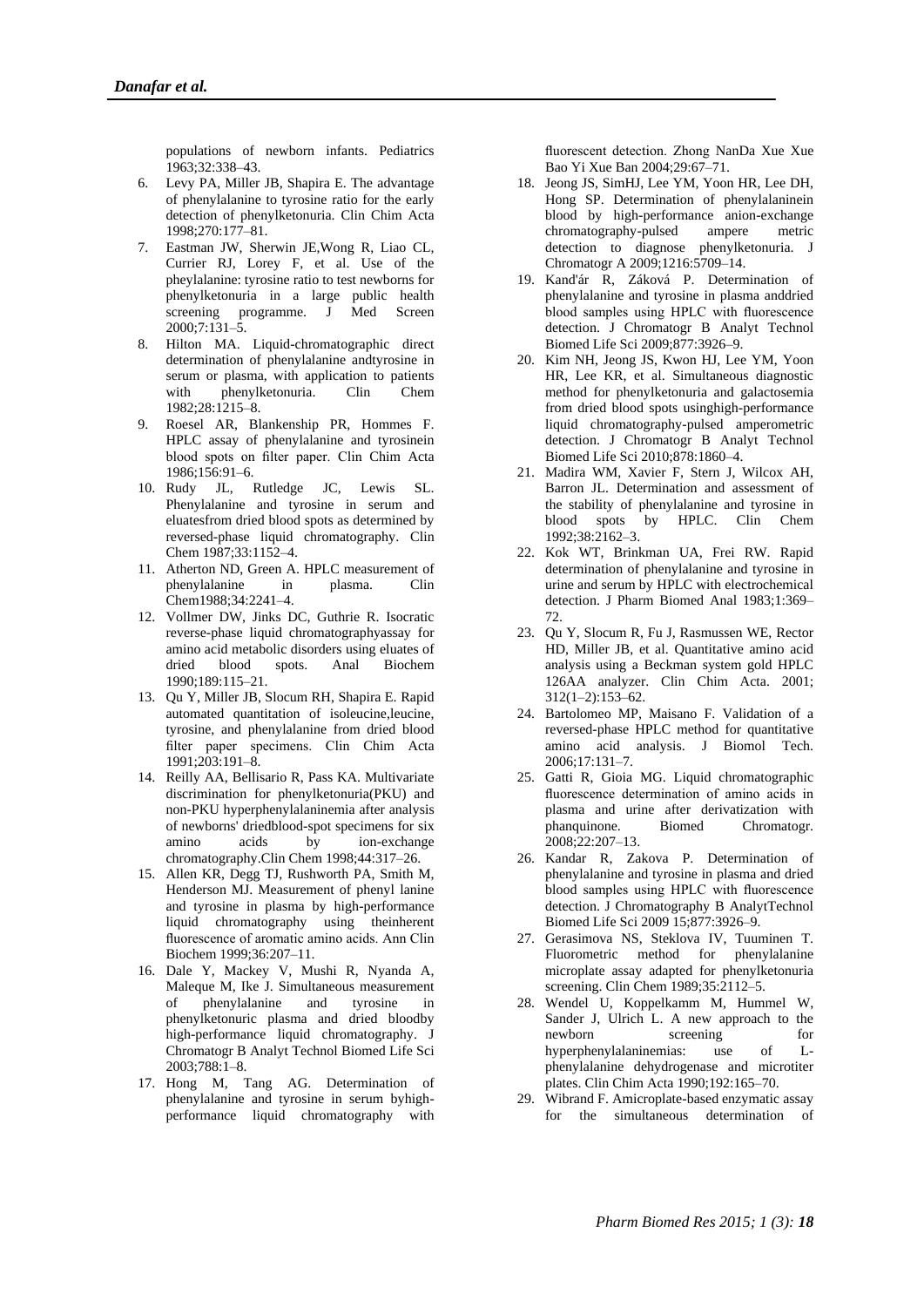populations of newborn infants. Pediatrics 1963;32:338–43.

6. Levy PA, Miller JB, Shapira E. The advantage of phenylalanine to tyrosine ratio for the early detection of phenylketonuria. Clin Chim Acta 1998;270:177–81.
7. Eastman JW, Sherwin JE,Wong R, Liao CL, Currier RJ, Lorey F, et al. Use of the pheylalanine: tyrosine ratio to test newborns for phenylketonuria in a large public health screening programme. J Med Screen 2000;7:131–5.
8. Hilton MA. Liquid-chromatographic direct determination of phenylalanine andtyrosine in serum or plasma, with application to patients with phenylketonuria. Clin Chem 1982;28:1215–8.
9. Roesel AR, Blankenship PR, Hommes F. HPLC assay of phenylalanine and tyrosinein blood spots on filter paper. Clin Chim Acta 1986;156:91–6.
10. Rudy JL, Rutledge JC, Lewis SL. Phenylalanine and tyrosine in serum and eluatesfrom dried blood spots as determined by reversed-phase liquid chromatography. Clin Chem 1987;33:1152–4.
11. Atherton ND, Green A. HPLC measurement of phenylalanine in plasma. Clin Chem1988;34:2241–4.
12. Vollmer DW, Jinks DC, Guthrie R. Isocratic reverse-phase liquid chromatographyassay for amino acid metabolic disorders using eluates of dried blood spots. Anal Biochem 1990;189:115–21.
13. Qu Y, Miller JB, Slocum RH, Shapira E. Rapid automated quantitation of isoleucine,leucine, tyrosine, and phenylalanine from dried blood filter paper specimens. Clin Chim Acta 1991;203:191–8.
14. Reilly AA, Bellisario R, Pass KA. Multivariate discrimination for phenylketonuria(PKU) and non-PKU hyperphenylalaninemia after analysis of newborns' driedblood-spot specimens for six amino acids by ion-exchange chromatography.Clin Chem 1998;44:317–26.
15. Allen KR, Degg TJ, Rushworth PA, Smith M, Henderson MJ. Measurement of phenyl lanine and tyrosine in plasma by high-performance liquid chromatography using theinherent fluorescence of aromatic amino acids. Ann Clin Biochem 1999;36:207–11.
16. Dale Y, Mackey V, Mushi R, Nyanda A, Maleque M, Ike J. Simultaneous measurement of phenylalanine and tyrosine in phenylketonuric plasma and dried bloodby high-performance liquid chromatography. J Chromatogr B Analyt Technol Biomed Life Sci 2003;788:1–8.
17. Hong M, Tang AG. Determination of phenylalanine and tyrosine in serum byhigh-performance liquid chromatography with fluorescent detection. Zhong NanDa Xue Xue Bao Yi Xue Ban 2004;29:67–71.
18. Jeong JS, SimHJ, Lee YM, Yoon HR, Lee DH, Hong SP. Determination of phenylalaninein blood by high-performance anion-exchange chromatography-pulsed ampere metric detection to diagnose phenylketonuria. J Chromatogr A 2009;1216:5709–14.
19. Kand'ár R, Záková P. Determination of phenylalanine and tyrosine in plasma anddried blood samples using HPLC with fluorescence detection. J Chromatogr B Analyt Technol Biomed Life Sci 2009;877:3926–9.
20. Kim NH, Jeong JS, Kwon HJ, Lee YM, Yoon HR, Lee KR, et al. Simultaneous diagnostic method for phenylketonuria and galactosemia from dried blood spots usinghigh-performance liquid chromatography-pulsed amperometric detection. J Chromatogr B Analyt Technol Biomed Life Sci 2010;878:1860–4.
21. Madira WM, Xavier F, Stern J, Wilcox AH, Barron JL. Determination and assessment of the stability of phenylalanine and tyrosine in blood spots by HPLC. Clin Chem 1992;38:2162–3.
22. Kok WT, Brinkman UA, Frei RW. Rapid determination of phenylalanine and tyrosine in urine and serum by HPLC with electrochemical detection. J Pharm Biomed Anal 1983;1:369–72.
23. Qu Y, Slocum R, Fu J, Rasmussen WE, Rector HD, Miller JB, et al. Quantitative amino acid analysis using a Beckman system gold HPLC 126AA analyzer. Clin Chim Acta. 2001; 312(1–2):153–62.
24. Bartolomeo MP, Maisano F. Validation of a reversed-phase HPLC method for quantitative amino acid analysis. J Biomol Tech. 2006;17:131–7.
25. Gatti R, Gioia MG. Liquid chromatographic fluorescence determination of amino acids in plasma and urine after derivatization with phanquinone. Biomed Chromatogr. 2008;22:207–13.
26. Kandar R, Zakova P. Determination of phenylalanine and tyrosine in plasma and dried blood samples using HPLC with fluorescence detection. J Chromatography B AnalytTechnol Biomed Life Sci 2009 15;877:3926–9.
27. Gerasimova NS, Steklova IV, Tuuminen T. Fluorometric method for phenylalanine microplate assay adapted for phenylketonuria screening. Clin Chem 1989;35:2112–5.
28. Wendel U, Koppelkamm M, Hummel W, Sander J, Ulrich L. A new approach to the newborn screening for hyperphenylalaninemias: use of L-phenylalanine dehydrogenase and microtiter plates. Clin Chim Acta 1990;192:165–70.
29. Wibrand F. Amicroplate-based enzymatic assay for the simultaneous determination of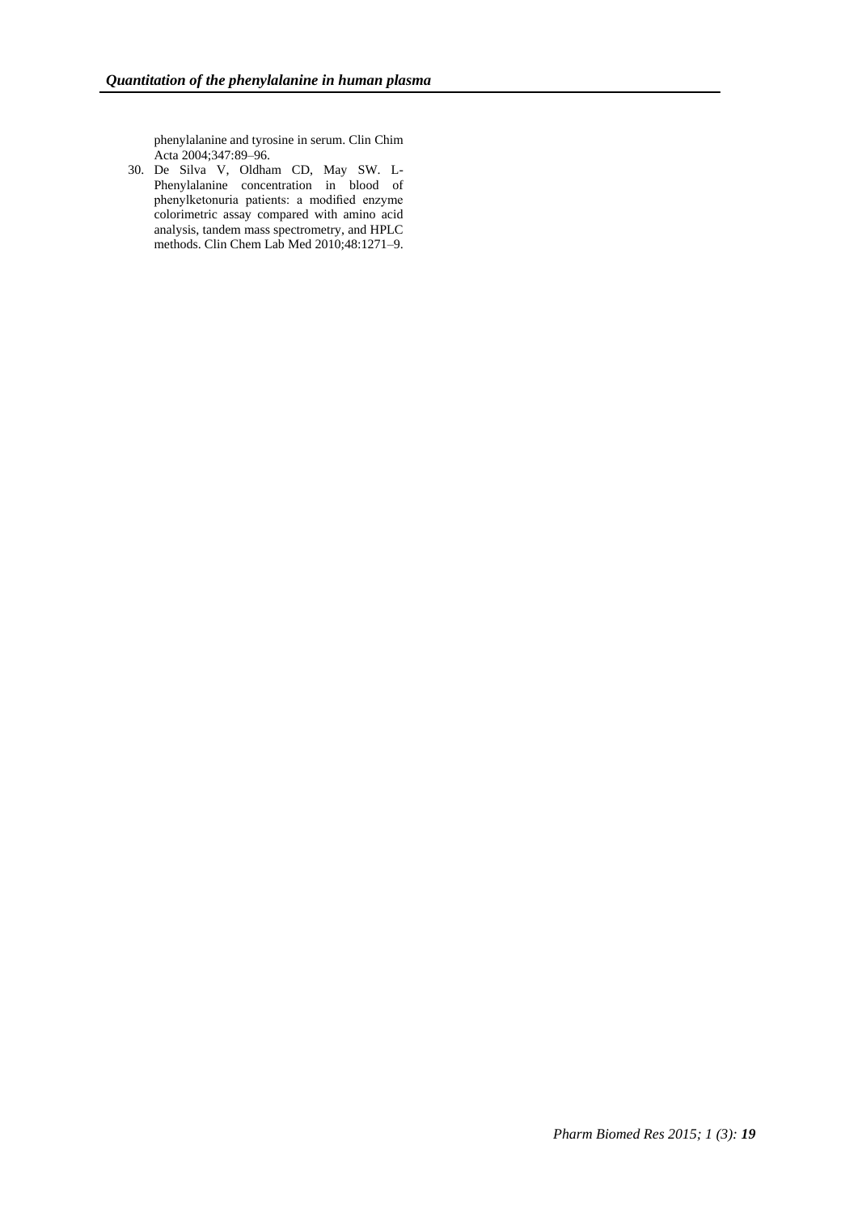phenylalanine and tyrosine in serum. Clin Chim Acta 2004;347:89–96.

30. De Silva V, Oldham CD, May SW. L-Phenylalanine concentration in blood of phenylketonuria patients: a modified enzyme colorimetric assay compared with amino acid analysis, tandem mass spectrometry, and HPLC methods. Clin Chem Lab Med 2010;48:1271–9.